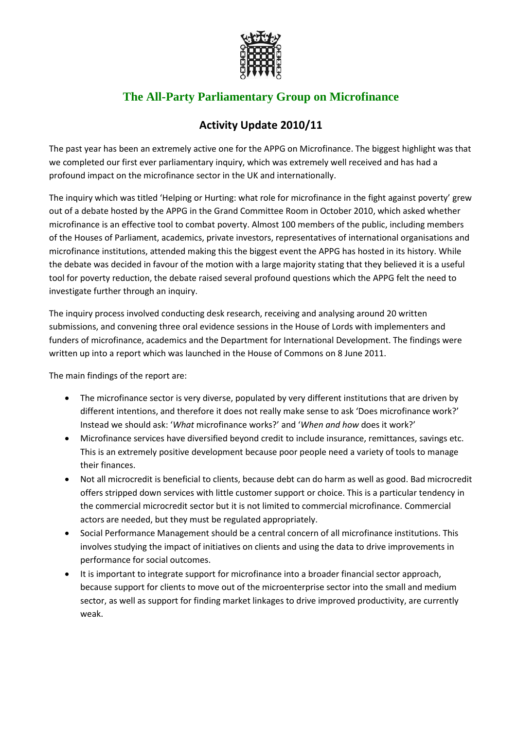# The All-Party Parliamentary Group on Microfinance

## Activity Update 2010/11

The past year has been an extremely active one for the APPG on Microfinance. The biggest highlight was that we completed our first ever parliamentary inquiry, which was extremely well received and has had a profound impact on the microfinance sector in the UK and internationally.

The inquiry which was titled 'Helping or Hurting: what role for microfinance in the fight against poverty' grew out of a debate hosted by the APPG in the Grand Committee Room in October 2010, which asked whether microfinance is an effective tool to combat poverty. Almost 100 members of the public, including members of the Houses of Parliament, academics, private investors, representatives of international organisations and microfinance institutions, attended making this the biggest event the APPG has hosted in its history. While the debate was decided in favour of the motion with a large majority stating that they believed it is a useful tool for poverty reduction, the debate raised several profound questions which the APPG felt the need to investigate further through an inquiry.

The inquiry process involved conducting desk research, receiving and analysing around 20 written submissions, and convening three oral evidence sessions in the House of Lords with implementers and funders of microfinance, academics and the Department for International Development. The findings were written up into a report which was launched in the House of Commons on 8 June 2011.

The main findings of the report are:

- The microfinance sector is very diverse, populated by very different institutions that are driven by different intentions, and therefore it does not really make sense to ask 'Does microfinance work?' Instead we should ask: '*What* microfinance works?' and '*When and how* does it work?'
- Microfinance services have diversified beyond credit to include insurance, remittances, savings etc. This is an extremely positive development because poor people need a variety of tools to manage their finances.
- Not all microcredit is beneficial to clients, because debt can do harm as well as good. Bad microcredit offers stripped down services with little customer support or choice. This is a particular tendency in the commercial microcredit sector but it is not limited to commercial microfinance. Commercial actors are needed, but they must be regulated appropriately.
- Social Performance Management should be a central concern of all microfinance institutions. This involves studying the impact of initiatives on clients and using the data to drive improvements in performance for social outcomes.
- It is important to integrate support for microfinance into a broader financial sector approach, because support for clients to move out of the microenterprise sector into the small and medium sector, as well as support for finding market linkages to drive improved productivity, are currently weak.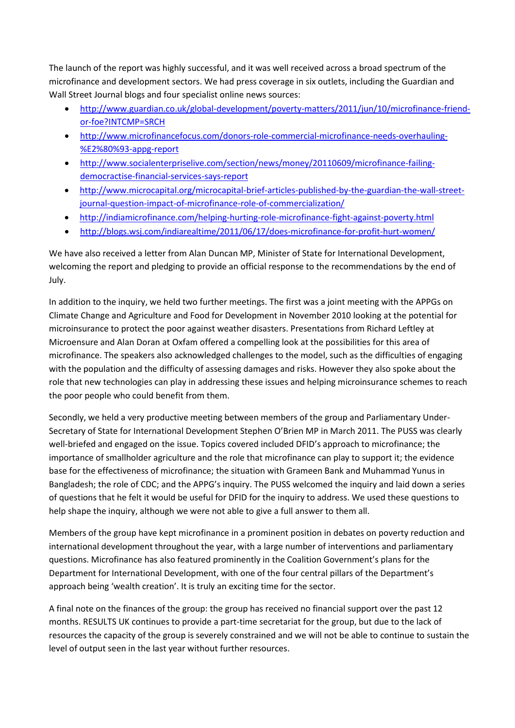The launch of the report was highly successful, and it was well received across a broad spectrum of the microfinance and development sectors. We had press coverage in six outlets, including the Guardian and Wall Street Journal blogs and four specialist online news sources:

- http://www.guardian.co.uk/global-development/poverty-matters/2011/jun/10/microfinance-friend-or-foe?INTCMP=SRCH
- http://www.microfinancefocus.com/donors-role-commercial-microfinance-needs-overhauling-%E2%80%93-appg-report
- http://www.socialenterpriselive.com/section/news/money/20110609/microfinance-failing-democractise-financial-services-says-report
- http://www.microcapital.org/microcapital-brief-articles-published-by-the-guardian-the-wall-street-journal-question-impact-of-microfinance-role-of-commercialization/
- http://indiamicrofinance.com/helping-hurting-role-microfinance-fight-against-poverty.html
- http://blogs.wsj.com/indiarealtime/2011/06/17/does-microfinance-for-profit-hurt-women/

We have also received a letter from Alan Duncan MP, Minister of State for International Development, welcoming the report and pledging to provide an official response to the recommendations by the end of July.

In addition to the inquiry, we held two further meetings. The first was a joint meeting with the APPGs on Climate Change and Agriculture and Food for Development in November 2010 looking at the potential for microinsurance to protect the poor against weather disasters. Presentations from Richard Leftley at Microensure and Alan Doran at Oxfam offered a compelling look at the possibilities for this area of microfinance. The speakers also acknowledged challenges to the model, such as the difficulties of engaging with the population and the difficulty of assessing damages and risks. However they also spoke about the role that new technologies can play in addressing these issues and helping microinsurance schemes to reach the poor people who could benefit from them.

Secondly, we held a very productive meeting between members of the group and Parliamentary Under-Secretary of State for International Development Stephen O'Brien MP in March 2011. The PUSS was clearly well-briefed and engaged on the issue. Topics covered included DFID's approach to microfinance; the importance of smallholder agriculture and the role that microfinance can play to support it; the evidence base for the effectiveness of microfinance; the situation with Grameen Bank and Muhammad Yunus in Bangladesh; the role of CDC; and the APPG's inquiry. The PUSS welcomed the inquiry and laid down a series of questions that he felt it would be useful for DFID for the inquiry to address. We used these questions to help shape the inquiry, although we were not able to give a full answer to them all.

Members of the group have kept microfinance in a prominent position in debates on poverty reduction and international development throughout the year, with a large number of interventions and parliamentary questions. Microfinance has also featured prominently in the Coalition Government's plans for the Department for International Development, with one of the four central pillars of the Department's approach being 'wealth creation'. It is truly an exciting time for the sector.

A final note on the finances of the group: the group has received no financial support over the past 12 months. RESULTS UK continues to provide a part-time secretariat for the group, but due to the lack of resources the capacity of the group is severely constrained and we will not be able to continue to sustain the level of output seen in the last year without further resources.